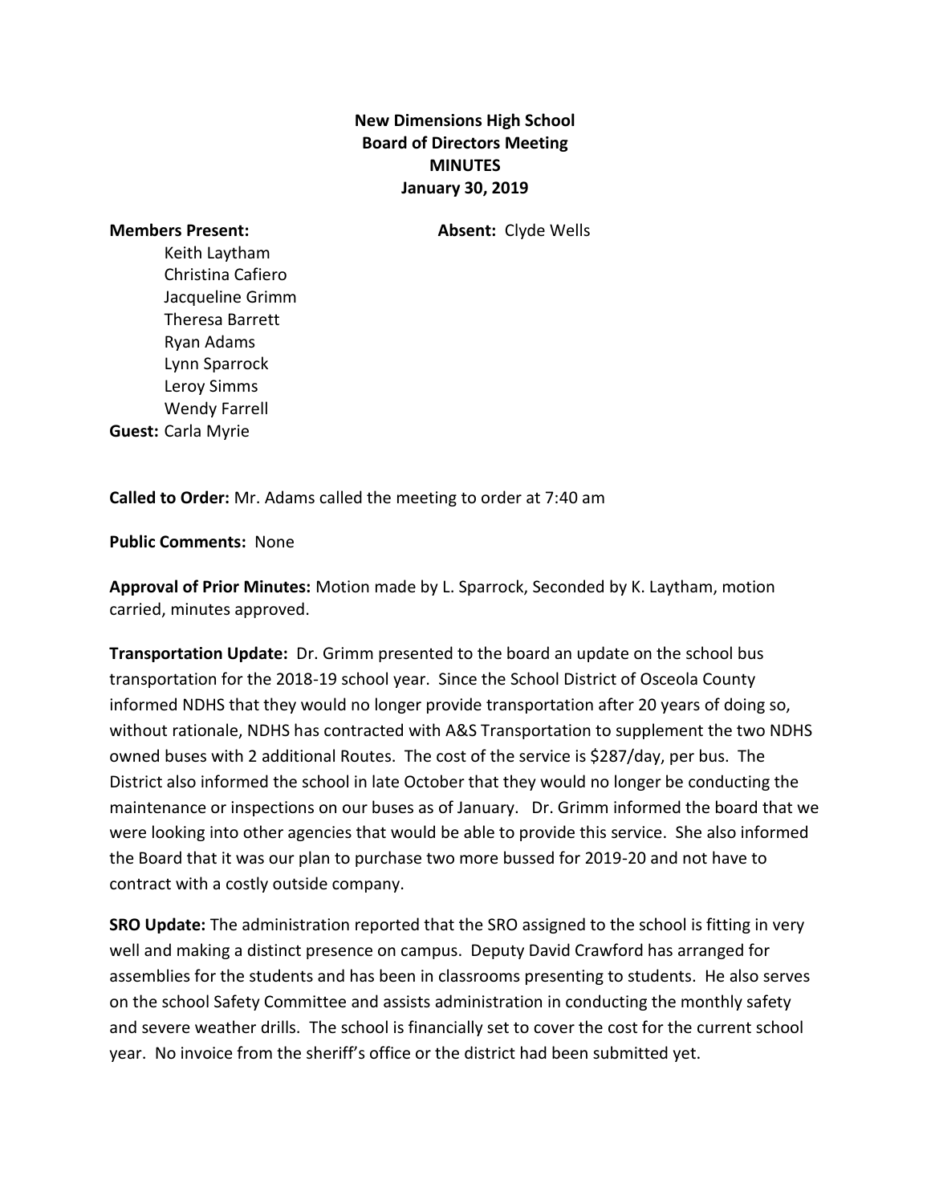**New Dimensions High School**
**Board of Directors Meeting**
**MINUTES**
**January 30, 2019**

**Members Present:**

Keith Laytham
Christina Cafiero
Jacqueline Grimm
Theresa Barrett
Ryan Adams
Lynn Sparrock
Leroy Simms
Wendy Farrell

**Absent:** Clyde Wells

**Guest:** Carla Myrie

**Called to Order:** Mr. Adams called the meeting to order at 7:40 am

**Public Comments:** None

**Approval of Prior Minutes:** Motion made by L. Sparrock, Seconded by K. Laytham, motion carried, minutes approved.

**Transportation Update:** Dr. Grimm presented to the board an update on the school bus transportation for the 2018-19 school year. Since the School District of Osceola County informed NDHS that they would no longer provide transportation after 20 years of doing so, without rationale, NDHS has contracted with A&S Transportation to supplement the two NDHS owned buses with 2 additional Routes. The cost of the service is $287/day, per bus. The District also informed the school in late October that they would no longer be conducting the maintenance or inspections on our buses as of January. Dr. Grimm informed the board that we were looking into other agencies that would be able to provide this service. She also informed the Board that it was our plan to purchase two more bussed for 2019-20 and not have to contract with a costly outside company.

**SRO Update:** The administration reported that the SRO assigned to the school is fitting in very well and making a distinct presence on campus. Deputy David Crawford has arranged for assemblies for the students and has been in classrooms presenting to students. He also serves on the school Safety Committee and assists administration in conducting the monthly safety and severe weather drills. The school is financially set to cover the cost for the current school year. No invoice from the sheriff's office or the district had been submitted yet.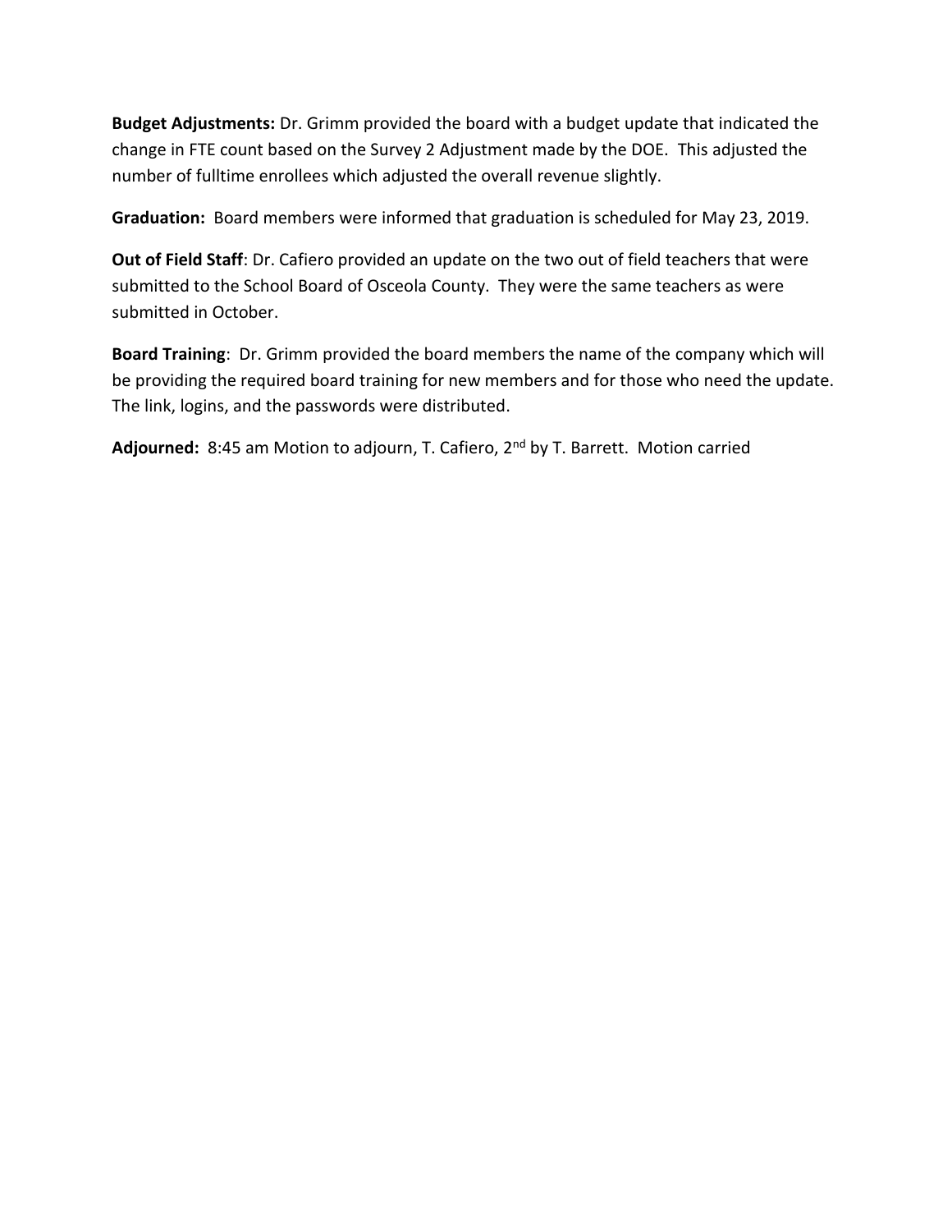**Budget Adjustments:** Dr. Grimm provided the board with a budget update that indicated the change in FTE count based on the Survey 2 Adjustment made by the DOE. This adjusted the number of fulltime enrollees which adjusted the overall revenue slightly.

**Graduation:** Board members were informed that graduation is scheduled for May 23, 2019.

**Out of Field Staff**: Dr. Cafiero provided an update on the two out of field teachers that were submitted to the School Board of Osceola County. They were the same teachers as were submitted in October.

**Board Training**: Dr. Grimm provided the board members the name of the company which will be providing the required board training for new members and for those who need the update. The link, logins, and the passwords were distributed.

**Adjourned:** 8:45 am Motion to adjourn, T. Cafiero, 2nd by T. Barrett. Motion carried